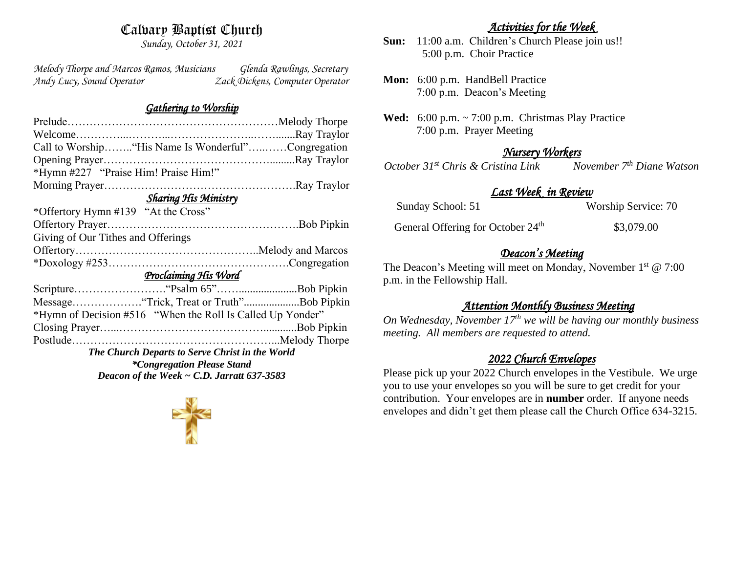# Calvary Baptist Church

*Sunday, October 31, 2021*

*Melody Thorpe and Marcos Ramos, Musicians* — *Glenda Rawlings, Secretary*
*Andy Lucy, Sound Operator* — *Zack Dickens, Computer Operator*

## *Gathering to Worship*

Prelude……………………………………………………Melody Thorpe
Welcome…………...………...…………………...……......Ray Traylor
Call to Worship……..“His Name Is Wonderful”…..……Congregation
Opening Prayer………………………………………..........Ray Traylor
*Hymn #227 “Praise Him! Praise Him!”
Morning Prayer…………………………………………….Ray Traylor

## *Sharing His Ministry*

*Offertory Hymn #139 “At the Cross”
Offertory Prayer…………………………………………….Bob Pipkin
Giving of Our Tithes and Offerings
Offertory…………………………………………..Melody and Marcos
*Doxology #253………………………………………….Congregation

## *Proclaiming His Word*

Scripture…………………….“Psalm 65”……....................Bob Pipkin
Message……………….“Trick, Treat or Truth”....................Bob Pipkin
*Hymn of Decision #516 “When the Roll Is Called Up Yonder”
Closing Prayer…...……………………………………...........Bob Pipkin
Postlude………………………………………………...Melody Thorpe

***The Church Departs to Serve Christ in the World***
***\*Congregation Please Stand***
***Deacon of the Week ~ C.D. Jarratt 637-3583***

## *Activities for the Week*

**Sun:** 11:00 a.m. Children's Church Please join us!!
5:00 p.m. Choir Practice

**Mon:** 6:00 p.m. HandBell Practice
7:00 p.m. Deacon's Meeting

**Wed:** 6:00 p.m. ~ 7:00 p.m. Christmas Play Practice
7:00 p.m. Prayer Meeting

## *Nursery Workers*

*October 31st Chris & Cristina Link* — *November 7th Diane Watson*

## *Last Week in Review*

Sunday School: 51 — Worship Service: 70

General Offering for October 24th — $3,079.00

## *Deacon's Meeting*

The Deacon's Meeting will meet on Monday, November 1st @ 7:00 p.m. in the Fellowship Hall.

## *Attention Monthly Business Meeting*

*On Wednesday, November 17th we will be having our monthly business meeting. All members are requested to attend.*

## *2022 Church Envelopes*

Please pick up your 2022 Church envelopes in the Vestibule. We urge you to use your envelopes so you will be sure to get credit for your contribution. Your envelopes are in **number** order. If anyone needs envelopes and didn't get them please call the Church Office 634-3215.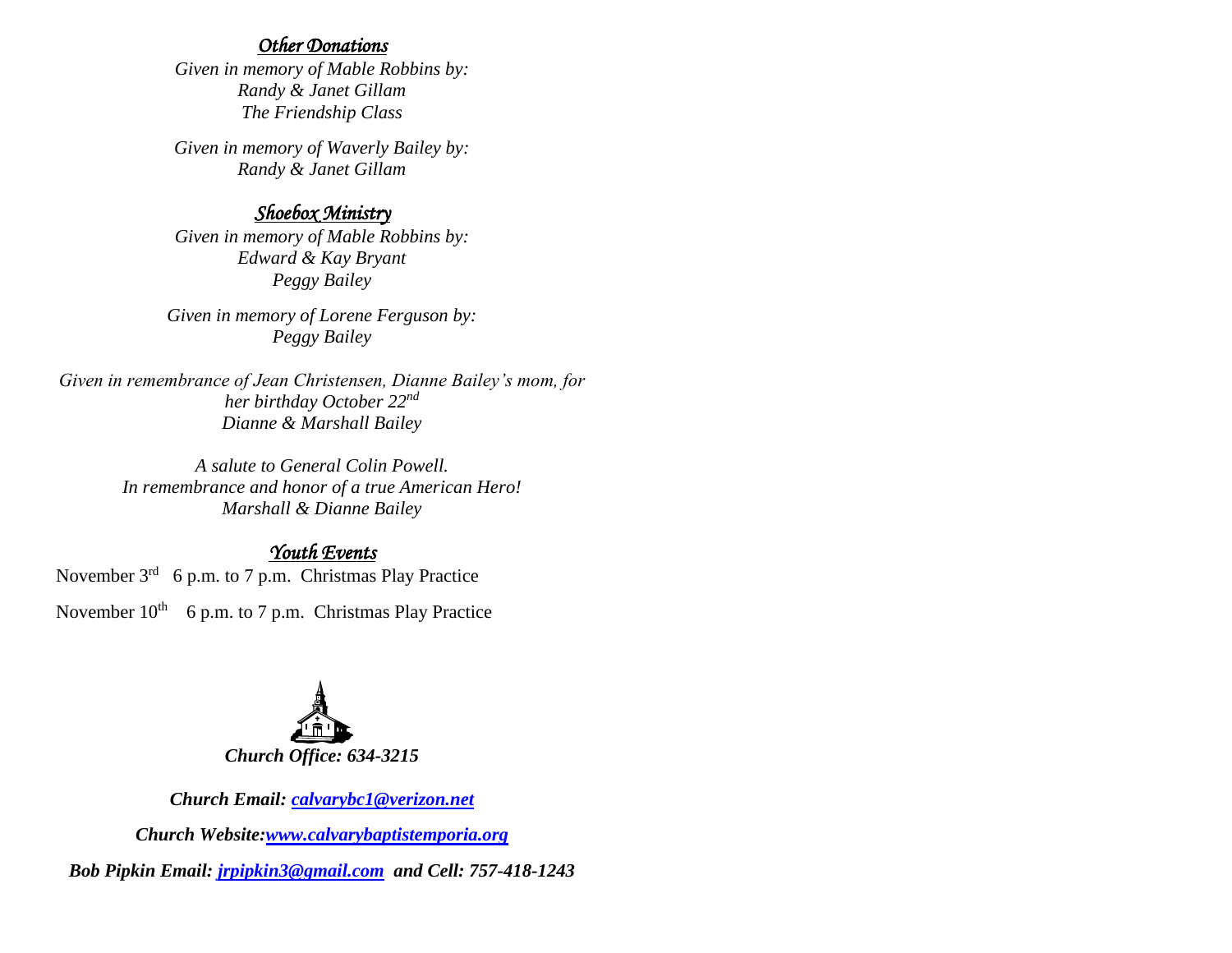### *Other Donations*

*Given in memory of Mable Robbins by:*
*Randy & Janet Gillam*
*The Friendship Class*

*Given in memory of Waverly Bailey by:*
*Randy & Janet Gillam*

### *Shoebox Ministry*

*Given in memory of Mable Robbins by:*
*Edward & Kay Bryant*
*Peggy Bailey*

*Given in memory of Lorene Ferguson by:*
*Peggy Bailey*

*Given in remembrance of Jean Christensen, Dianne Bailey's mom, for her birthday October 22nd*
*Dianne & Marshall Bailey*

*A salute to General Colin Powell.*
*In remembrance and honor of a true American Hero!*
*Marshall & Dianne Bailey*

### *Youth Events*

November 3rd 6 p.m. to 7 p.m. Christmas Play Practice

November 10th 6 p.m. to 7 p.m. Christmas Play Practice

***Church Office: 634-3215***

***Church Email: [calvarybc1@verizon.net](mailto:calvarybc1@verizon.net)***

***Church Website:[www.calvarybaptistemporia.org](http://www.calvarybaptistemporia.org)***

***Bob Pipkin Email: [jrpipkin3@gmail.com](mailto:jrpipkin3@gmail.com) and Cell: 757-418-1243***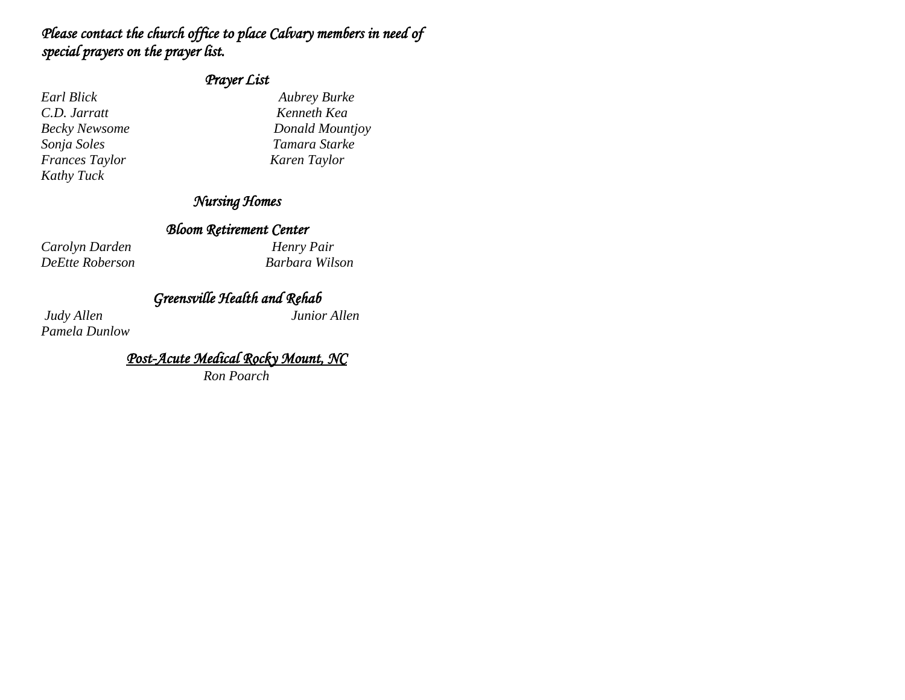*Please contact the church office to place Calvary members in need of special prayers on the prayer list.*

## *Prayer List*

*Earl Blick*
*Aubrey Burke*
*C.D. Jarratt*
*Kenneth Kea*
*Becky Newsome*
*Donald Mountjoy*
*Sonja Soles*
*Tamara Starke*
*Frances Taylor*
*Karen Taylor*
*Kathy Tuck*

## *Nursing Homes*

### *Bloom Retirement Center*

*Carolyn Darden*
*Henry Pair*
*DeEtte Roberson*
*Barbara Wilson*

### *Greensville Health and Rehab*

*Judy Allen*
*Junior Allen*
*Pamela Dunlow*

### *Post-Acute Medical Rocky Mount, NC*

*Ron Poarch*